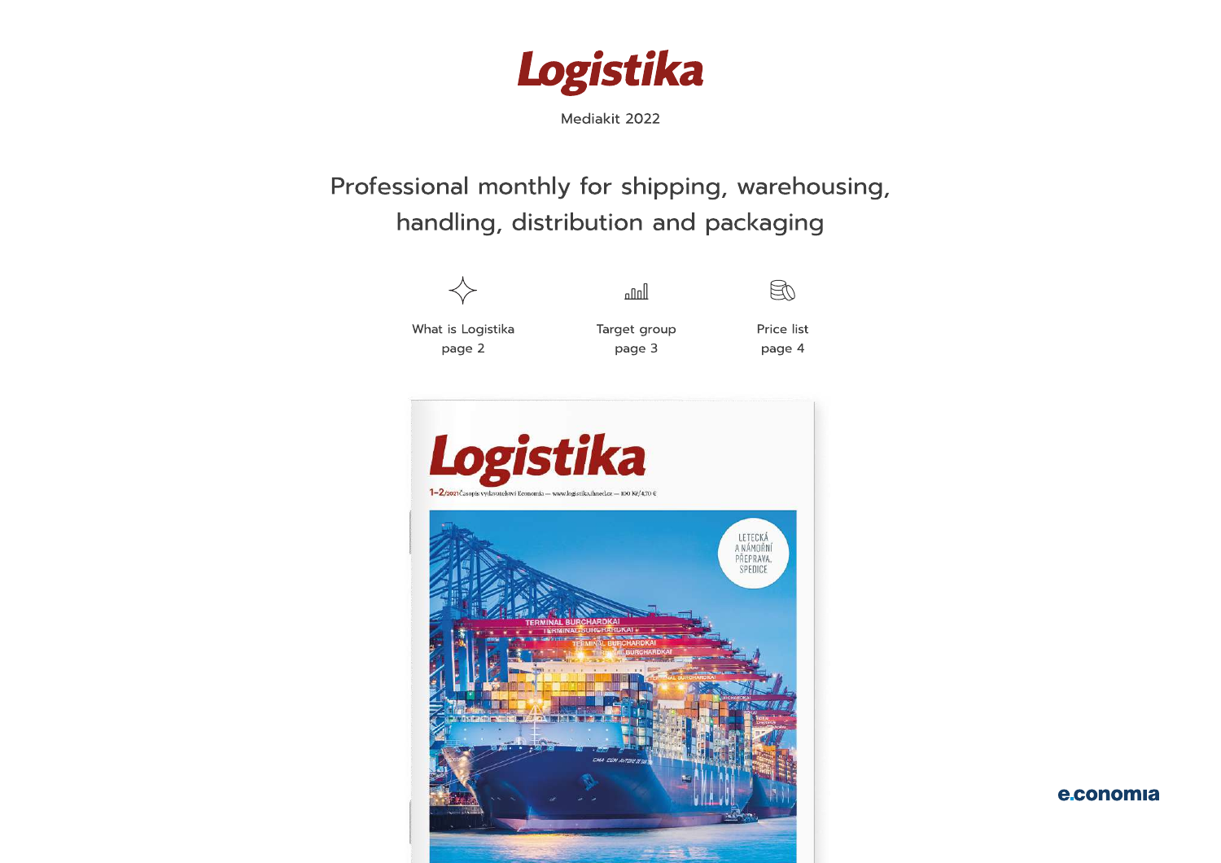# Logistika

Mediakit 2022

## Professional monthly for shipping, warehousing, handling, distribution and packaging

What is Logistika
page 2

Target group
page 3

Price list
page 4

e.conomia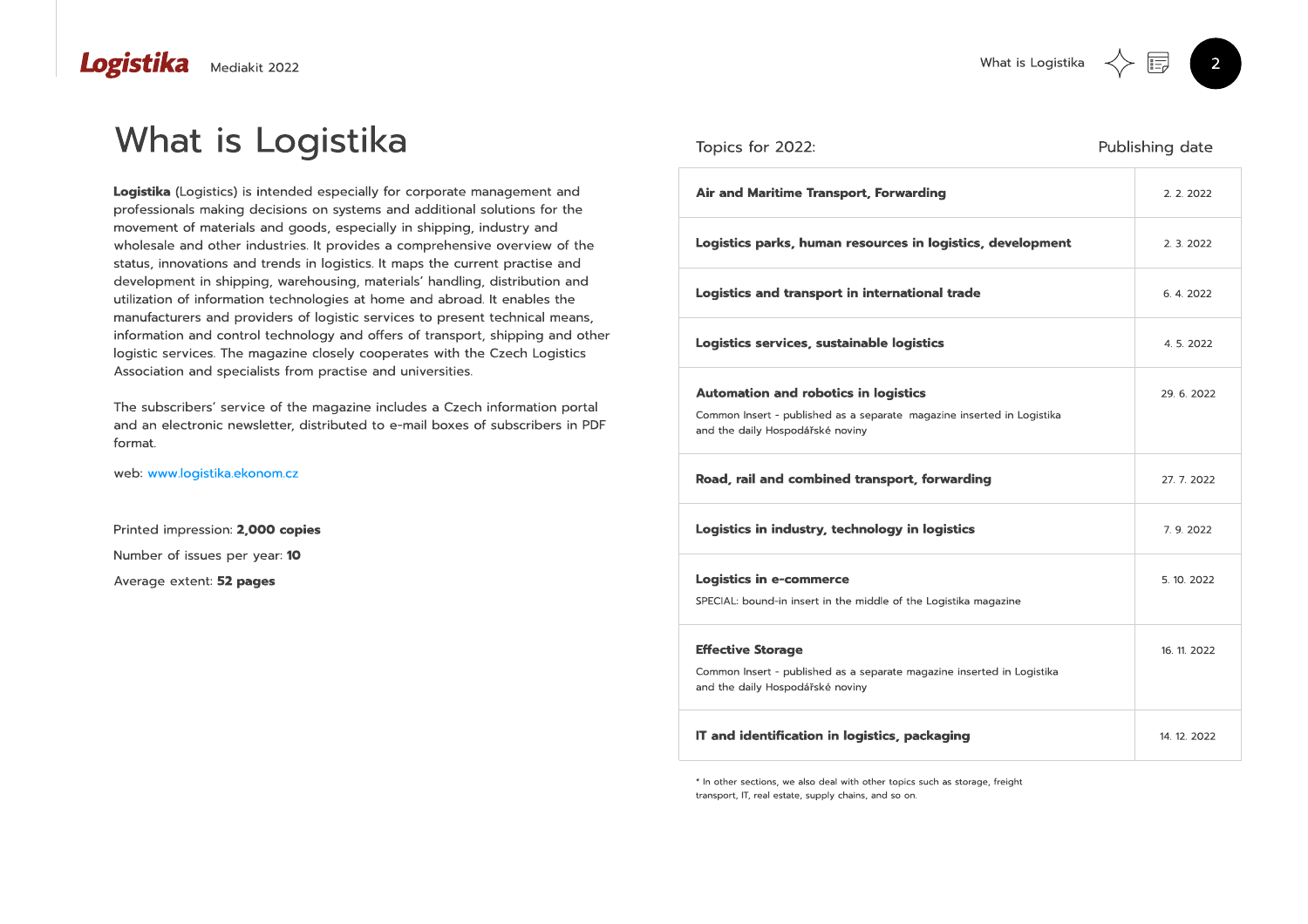# What is Logistika

**Logistika** (Logistics) is intended especially for corporate management and professionals making decisions on systems and additional solutions for the movement of materials and goods, especially in shipping, industry and wholesale and other industries. It provides a comprehensive overview of the status, innovations and trends in logistics. It maps the current practise and development in shipping, warehousing, materials' handling, distribution and utilization of information technologies at home and abroad. It enables the manufacturers and providers of logistic services to present technical means, information and control technology and offers of transport, shipping and other logistic services. The magazine closely cooperates with the Czech Logistics Association and specialists from practise and universities.

The subscribers' service of the magazine includes a Czech information portal and an electronic newsletter, distributed to e-mail boxes of subscribers in PDF format.

web: www.logistika.ekonom.cz

Printed impression: **2,000 copies**

Number of issues per year: **10**

Average extent: **52 pages**

| Topics for 2022: | Publishing date |
| --- | --- |
| **Air and Maritime Transport, Forwarding** | 2. 2. 2022 |
| **Logistics parks, human resources in logistics, development** | 2. 3. 2022 |
| **Logistics and transport in international trade** | 6. 4. 2022 |
| **Logistics services, sustainable logistics** | 4. 5. 2022 |
| **Automation and robotics in logistics**<br>Common Insert - published as a separate magazine inserted in Logistika and the daily Hospodářské noviny | 29. 6. 2022 |
| **Road, rail and combined transport, forwarding** | 27. 7. 2022 |
| **Logistics in industry, technology in logistics** | 7. 9. 2022 |
| **Logistics in e-commerce**<br>SPECIAL: bound-in insert in the middle of the Logistika magazine | 5. 10. 2022 |
| **Effective Storage**<br>Common Insert - published as a separate magazine inserted in Logistika and the daily Hospodářské noviny | 16. 11. 2022 |
| **IT and identification in logistics, packaging** | 14. 12. 2022 |

* In other sections, we also deal with other topics such as storage, freight transport, IT, real estate, supply chains, and so on.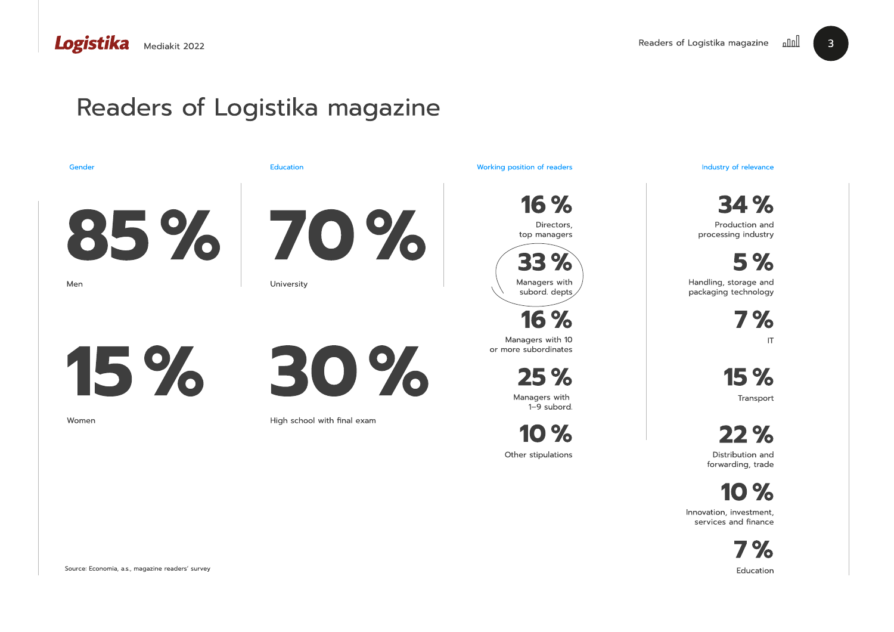# Readers of Logistika magazine

### Gender

**85 %**
Men

**15 %**
Women

### Education

**70 %**
University

**30 %**
High school with final exam

### Working position of readers

**16 %**
Directors, top managers

**33 %**
Managers with subord. depts

**16 %**
Managers with 10 or more subordinates

**25 %**
Managers with 1–9 subord.

**10 %**
Other stipulations

### Industry of relevance

**34 %**
Production and processing industry

**5 %**
Handling, storage and packaging technology

**7 %**
IT

**15 %**
Transport

**22 %**
Distribution and forwarding, trade

**10 %**
Innovation, investment, services and finance

**7 %**
Education

Source: Economia, a.s., magazine readers' survey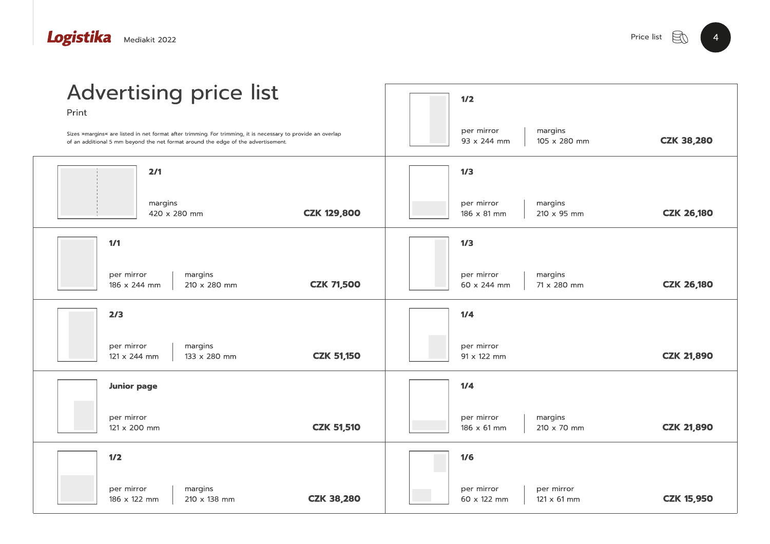# Advertising price list

Print

Sizes »margins« are listed in net format after trimming. For trimming, it is necessary to provide an overlap of an additional 5 mm beyond the net format around the edge of the advertisement.

| Format | Per mirror | Margins | Price |
|---|---|---|---|
| **2/1** | | 420 x 280 mm | **CZK 129,800** |
| **1/1** | 186 x 244 mm | 210 x 280 mm | **CZK 71,500** |
| **2/3** | 121 x 244 mm | 133 x 280 mm | **CZK 51,150** |
| **Junior page** | 121 x 200 mm | | **CZK 51,510** |
| **1/2** | 186 x 122 mm | 210 x 138 mm | **CZK 38,280** |
| **1/2** | 93 x 244 mm | 105 x 280 mm | **CZK 38,280** |
| **1/3** | 186 x 81 mm | 210 x 95 mm | **CZK 26,180** |
| **1/3** | 60 x 244 mm | 71 x 280 mm | **CZK 26,180** |
| **1/4** | 91 x 122 mm | | **CZK 21,890** |
| **1/4** | 186 x 61 mm | 210 x 70 mm | **CZK 21,890** |
| **1/6** | 60 x 122 mm; 121 x 61 mm | | **CZK 15,950** |